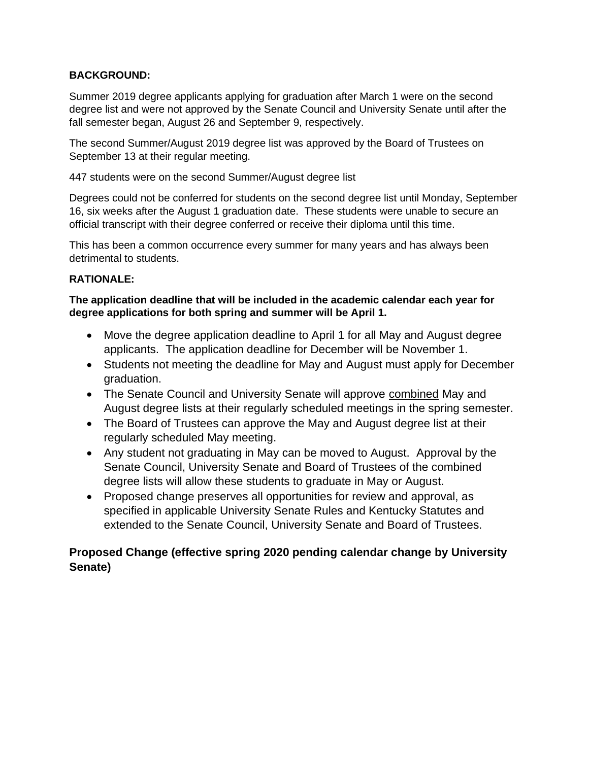**BACKGROUND:**

Summer 2019 degree applicants applying for graduation after March 1 were on the second degree list and were not approved by the Senate Council and University Senate until after the fall semester began, August 26 and September 9, respectively.

The second Summer/August 2019 degree list was approved by the Board of Trustees on September 13 at their regular meeting.

447 students were on the second Summer/August degree list

Degrees could not be conferred for students on the second degree list until Monday, September 16, six weeks after the August 1 graduation date. These students were unable to secure an official transcript with their degree conferred or receive their diploma until this time.

This has been a common occurrence every summer for many years and has always been detrimental to students.

**RATIONALE:**

**The application deadline that will be included in the academic calendar each year for degree applications for both spring and summer will be April 1.**

- Move the degree application deadline to April 1 for all May and August degree applicants. The application deadline for December will be November 1.
- Students not meeting the deadline for May and August must apply for December graduation.
- The Senate Council and University Senate will approve <u>combined</u> May and August degree lists at their regularly scheduled meetings in the spring semester.
- The Board of Trustees can approve the May and August degree list at their regularly scheduled May meeting.
- Any student not graduating in May can be moved to August. Approval by the Senate Council, University Senate and Board of Trustees of the combined degree lists will allow these students to graduate in May or August.
- Proposed change preserves all opportunities for review and approval, as specified in applicable University Senate Rules and Kentucky Statutes and extended to the Senate Council, University Senate and Board of Trustees.

## Proposed Change (effective spring 2020 pending calendar change by University Senate)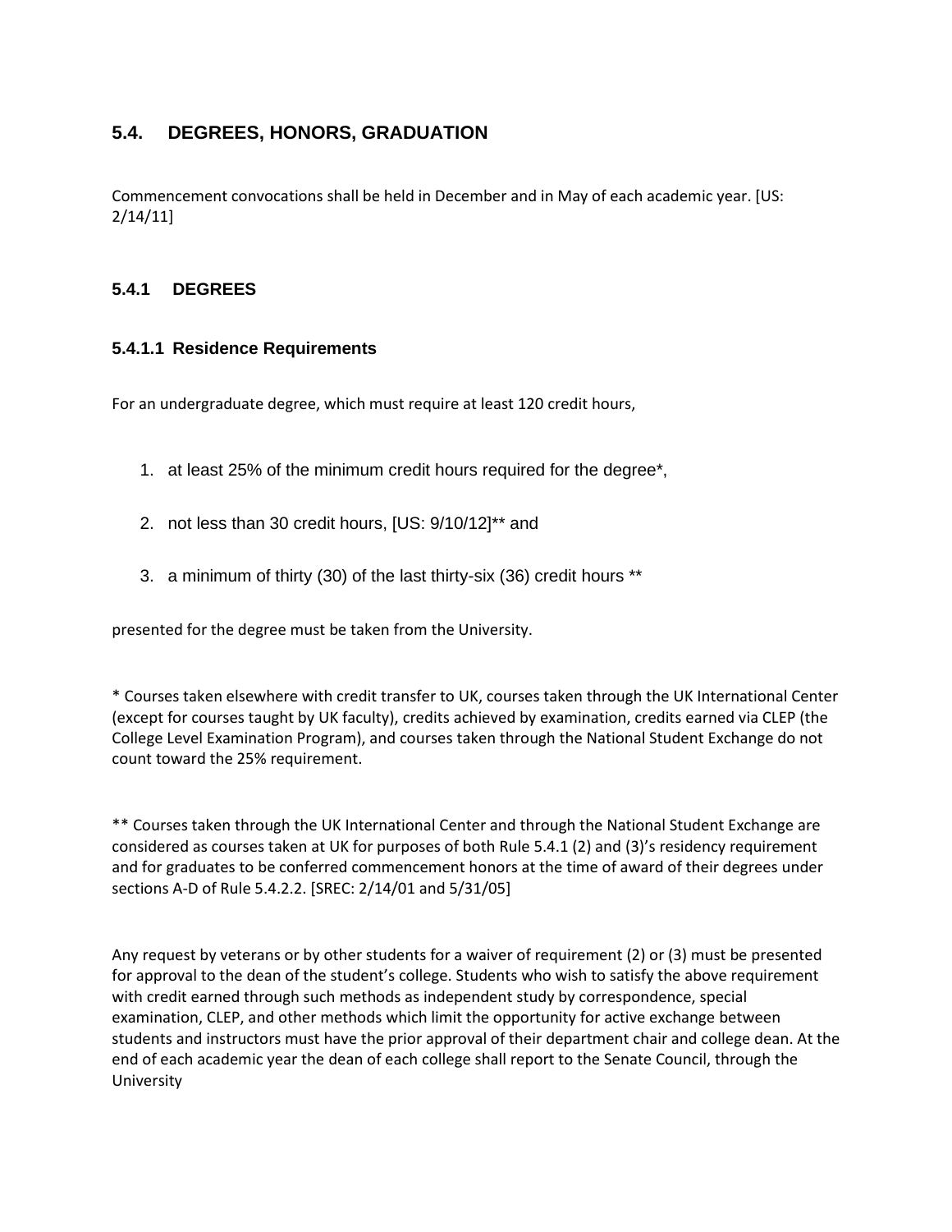## 5.4. DEGREES, HONORS, GRADUATION

Commencement convocations shall be held in December and in May of each academic year. [US: 2/14/11]

### 5.4.1 DEGREES

#### 5.4.1.1 Residence Requirements

For an undergraduate degree, which must require at least 120 credit hours,

1. at least 25% of the minimum credit hours required for the degree*,
2. not less than 30 credit hours, [US: 9/10/12]** and
3. a minimum of thirty (30) of the last thirty-six (36) credit hours **

presented for the degree must be taken from the University.

* Courses taken elsewhere with credit transfer to UK, courses taken through the UK International Center (except for courses taught by UK faculty), credits achieved by examination, credits earned via CLEP (the College Level Examination Program), and courses taken through the National Student Exchange do not count toward the 25% requirement.

** Courses taken through the UK International Center and through the National Student Exchange are considered as courses taken at UK for purposes of both Rule 5.4.1 (2) and (3)'s residency requirement and for graduates to be conferred commencement honors at the time of award of their degrees under sections A-D of Rule 5.4.2.2. [SREC: 2/14/01 and 5/31/05]

Any request by veterans or by other students for a waiver of requirement (2) or (3) must be presented for approval to the dean of the student's college. Students who wish to satisfy the above requirement with credit earned through such methods as independent study by correspondence, special examination, CLEP, and other methods which limit the opportunity for active exchange between students and instructors must have the prior approval of their department chair and college dean. At the end of each academic year the dean of each college shall report to the Senate Council, through the University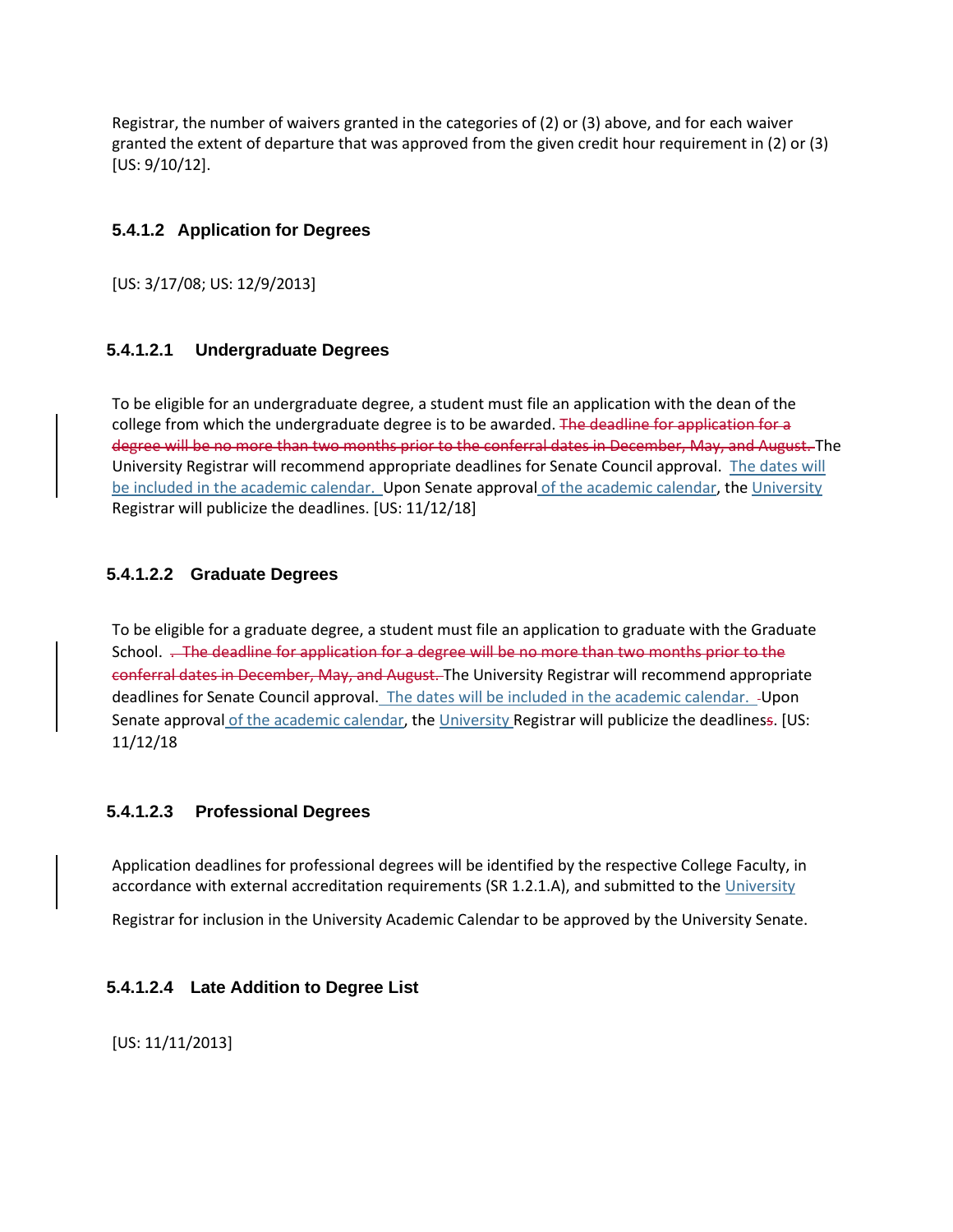Registrar, the number of waivers granted in the categories of (2) or (3) above, and for each waiver granted the extent of departure that was approved from the given credit hour requirement in (2) or (3) [US: 9/10/12].

### 5.4.1.2 Application for Degrees

[US: 3/17/08; US: 12/9/2013]

#### 5.4.1.2.1 Undergraduate Degrees

To be eligible for an undergraduate degree, a student must file an application with the dean of the college from which the undergraduate degree is to be awarded. ~~The deadline for application for a degree will be no more than two months prior to the conferral dates in December, May, and August.~~ The University Registrar will recommend appropriate deadlines for Senate Council approval. The dates will be included in the academic calendar. Upon Senate approval of the academic calendar, the University Registrar will publicize the deadlines. [US: 11/12/18]

#### 5.4.1.2.2 Graduate Degrees

To be eligible for a graduate degree, a student must file an application to graduate with the Graduate School. ~~. The deadline for application for a degree will be no more than two months prior to the conferral dates in December, May, and August.~~ The University Registrar will recommend appropriate deadlines for Senate Council approval. The dates will be included in the academic calendar. Upon Senate approval of the academic calendar, the University Registrar will publicize the deadline~~s~~. [US: 11/12/18

#### 5.4.1.2.3 Professional Degrees

Application deadlines for professional degrees will be identified by the respective College Faculty, in accordance with external accreditation requirements (SR 1.2.1.A), and submitted to the University

Registrar for inclusion in the University Academic Calendar to be approved by the University Senate.

#### 5.4.1.2.4 Late Addition to Degree List

[US: 11/11/2013]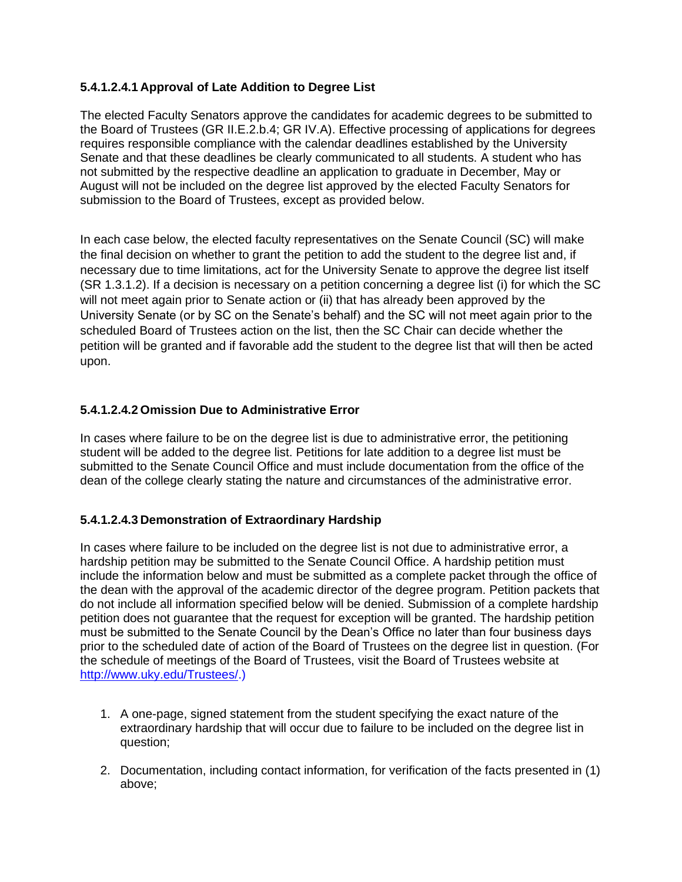#### 5.4.1.2.4.1 Approval of Late Addition to Degree List

The elected Faculty Senators approve the candidates for academic degrees to be submitted to the Board of Trustees (GR II.E.2.b.4; GR IV.A). Effective processing of applications for degrees requires responsible compliance with the calendar deadlines established by the University Senate and that these deadlines be clearly communicated to all students. A student who has not submitted by the respective deadline an application to graduate in December, May or August will not be included on the degree list approved by the elected Faculty Senators for submission to the Board of Trustees, except as provided below.

In each case below, the elected faculty representatives on the Senate Council (SC) will make the final decision on whether to grant the petition to add the student to the degree list and, if necessary due to time limitations, act for the University Senate to approve the degree list itself (SR 1.3.1.2). If a decision is necessary on a petition concerning a degree list (i) for which the SC will not meet again prior to Senate action or (ii) that has already been approved by the University Senate (or by SC on the Senate's behalf) and the SC will not meet again prior to the scheduled Board of Trustees action on the list, then the SC Chair can decide whether the petition will be granted and if favorable add the student to the degree list that will then be acted upon.

#### 5.4.1.2.4.2 Omission Due to Administrative Error

In cases where failure to be on the degree list is due to administrative error, the petitioning student will be added to the degree list. Petitions for late addition to a degree list must be submitted to the Senate Council Office and must include documentation from the office of the dean of the college clearly stating the nature and circumstances of the administrative error.

#### 5.4.1.2.4.3 Demonstration of Extraordinary Hardship

In cases where failure to be included on the degree list is not due to administrative error, a hardship petition may be submitted to the Senate Council Office. A hardship petition must include the information below and must be submitted as a complete packet through the office of the dean with the approval of the academic director of the degree program. Petition packets that do not include all information specified below will be denied. Submission of a complete hardship petition does not guarantee that the request for exception will be granted. The hardship petition must be submitted to the Senate Council by the Dean's Office no later than four business days prior to the scheduled date of action of the Board of Trustees on the degree list in question. (For the schedule of meetings of the Board of Trustees, visit the Board of Trustees website at http://www.uky.edu/Trustees/.)

1. A one-page, signed statement from the student specifying the exact nature of the extraordinary hardship that will occur due to failure to be included on the degree list in question;
2. Documentation, including contact information, for verification of the facts presented in (1) above;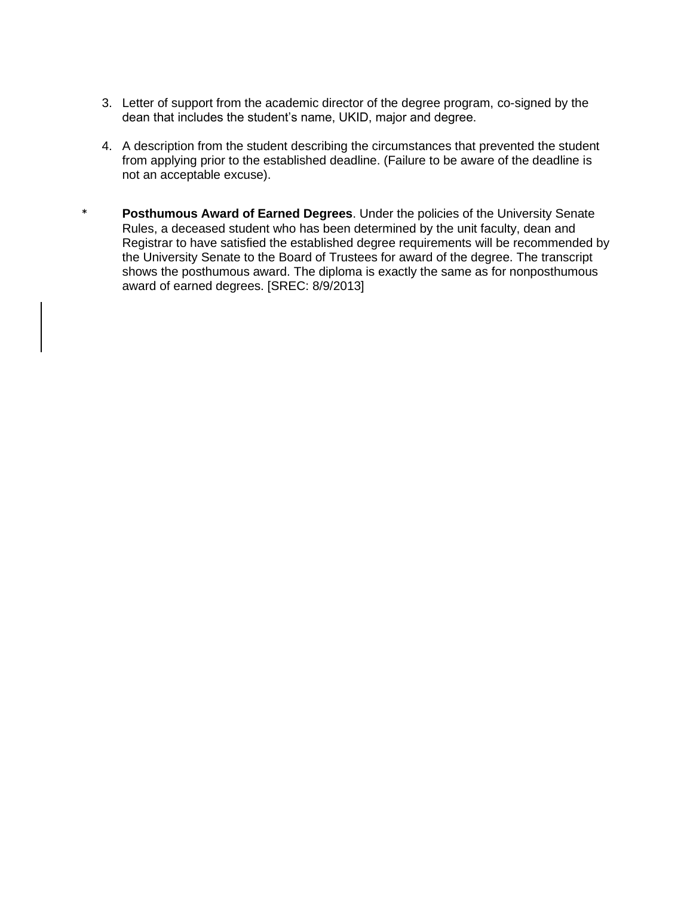3. Letter of support from the academic director of the degree program, co-signed by the dean that includes the student's name, UKID, major and degree.

4. A description from the student describing the circumstances that prevented the student from applying prior to the established deadline. (Failure to be aware of the deadline is not an acceptable excuse).

* **Posthumous Award of Earned Degrees**. Under the policies of the University Senate Rules, a deceased student who has been determined by the unit faculty, dean and Registrar to have satisfied the established degree requirements will be recommended by the University Senate to the Board of Trustees for award of the degree. The transcript shows the posthumous award. The diploma is exactly the same as for nonposthumous award of earned degrees. [SREC: 8/9/2013]